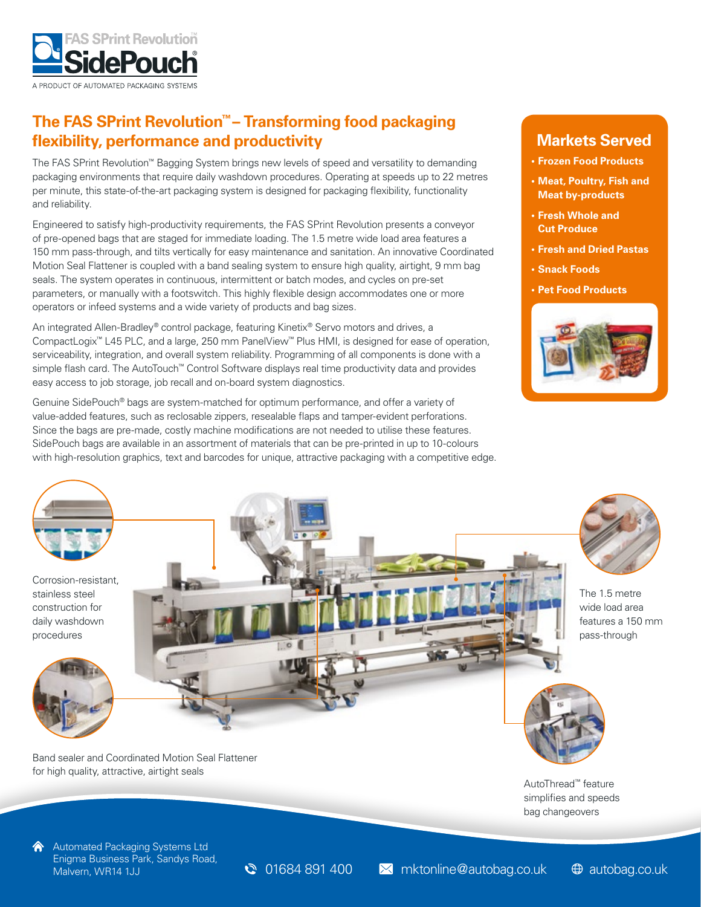FAS SPrint Revolution™

SidePouch®

A PRODUCT OF AUTOMATED PACKAGING SYSTEMS

## The FAS SPrint Revolution™ – Transforming food packaging flexibility, performance and productivity

The FAS SPrint Revolution™ Bagging System brings new levels of speed and versatility to demanding packaging environments that require daily washdown procedures. Operating at speeds up to 22 metres per minute, this state-of-the-art packaging system is designed for packaging flexibility, functionality and reliability.

Engineered to satisfy high-productivity requirements, the FAS SPrint Revolution presents a conveyor of pre-opened bags that are staged for immediate loading. The 1.5 metre wide load area features a 150 mm pass-through, and tilts vertically for easy maintenance and sanitation. An innovative Coordinated Motion Seal Flattener is coupled with a band sealing system to ensure high quality, airtight, 9 mm bag seals. The system operates in continuous, intermittent or batch modes, and cycles on pre-set parameters, or manually with a footswitch. This highly flexible design accommodates one or more operators or infeed systems and a wide variety of products and bag sizes.

An integrated Allen-Bradley® control package, featuring Kinetix® Servo motors and drives, a CompactLogix™ L45 PLC, and a large, 250 mm PanelView™ Plus HMI, is designed for ease of operation, serviceability, integration, and overall system reliability. Programming of all components is done with a simple flash card. The AutoTouch™ Control Software displays real time productivity data and provides easy access to job storage, job recall and on-board system diagnostics.

Genuine SidePouch® bags are system-matched for optimum performance, and offer a variety of value-added features, such as reclosable zippers, resealable flaps and tamper-evident perforations. Since the bags are pre-made, costly machine modifications are not needed to utilise these features. SidePouch bags are available in an assortment of materials that can be pre-printed in up to 10-colours with high-resolution graphics, text and barcodes for unique, attractive packaging with a competitive edge.

## Markets Served

- **Frozen Food Products**
- **Meat, Poultry, Fish and Meat by-products**
- **Fresh Whole and Cut Produce**
- **Fresh and Dried Pastas**
- **Snack Foods**
- **Pet Food Products**

Corrosion-resistant, stainless steel construction for daily washdown procedures

The 1.5 metre wide load area features a 150 mm pass-through

Band sealer and Coordinated Motion Seal Flattener for high quality, attractive, airtight seals

AutoThread™ feature simplifies and speeds bag changeovers

Automated Packaging Systems Ltd
Enigma Business Park, Sandys Road,
Malvern, WR14 1JJ

01684 891 400

mktonline@autobag.co.uk

autobag.co.uk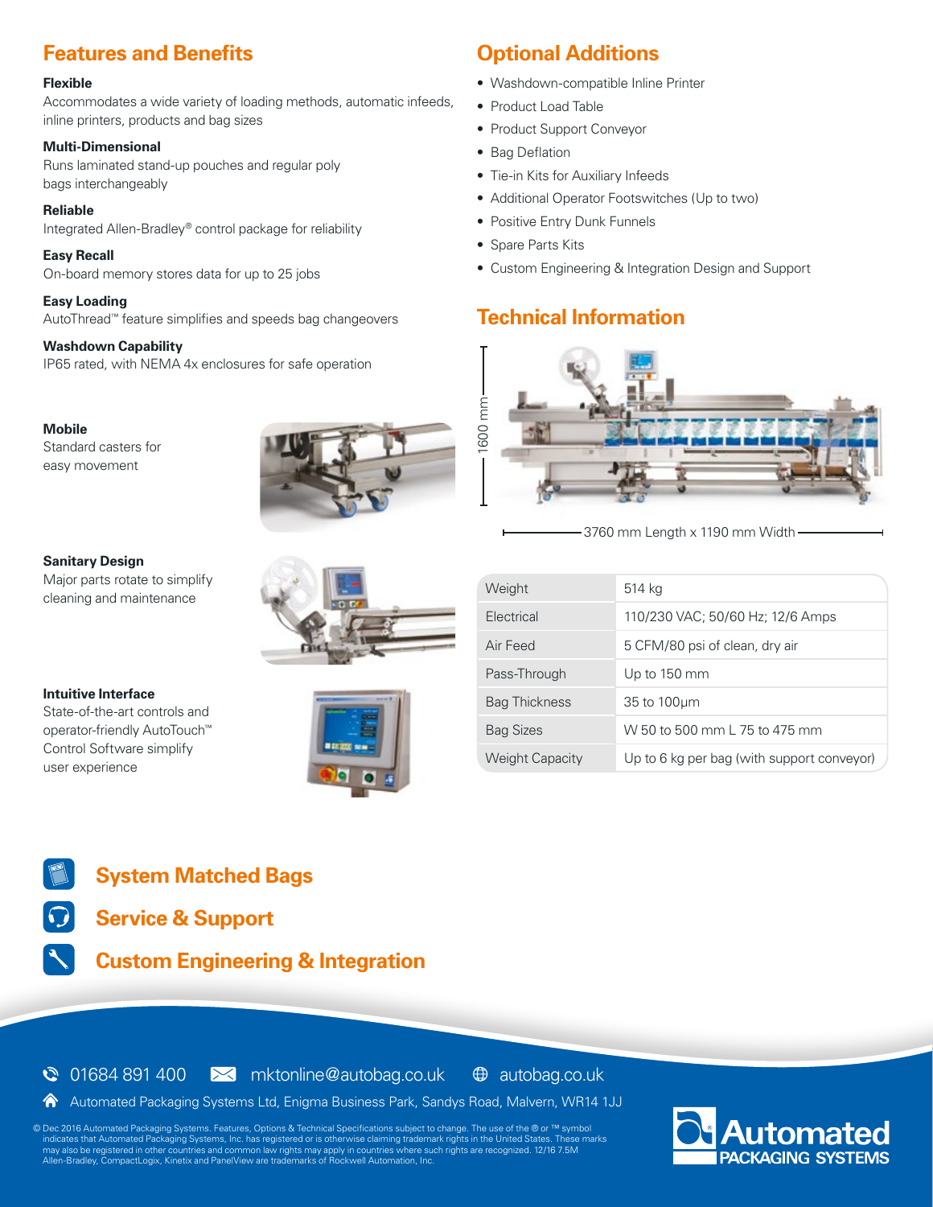## Features and Benefits

**Flexible**
Accommodates a wide variety of loading methods, automatic infeeds, inline printers, products and bag sizes

**Multi-Dimensional**
Runs laminated stand-up pouches and regular poly bags interchangeably

**Reliable**
Integrated Allen-Bradley® control package for reliability

**Easy Recall**
On-board memory stores data for up to 25 jobs

**Easy Loading**
AutoThread™ feature simplifies and speeds bag changeovers

**Washdown Capability**
IP65 rated, with NEMA 4x enclosures for safe operation

**Mobile**
Standard casters for easy movement

**Sanitary Design**
Major parts rotate to simplify cleaning and maintenance

**Intuitive Interface**
State-of-the-art controls and operator-friendly AutoTouch™ Control Software simplify user experience

## Optional Additions

- Washdown-compatible Inline Printer
- Product Load Table
- Product Support Conveyor
- Bag Deflation
- Tie-in Kits for Auxiliary Infeeds
- Additional Operator Footswitches (Up to two)
- Positive Entry Dunk Funnels
- Spare Parts Kits
- Custom Engineering & Integration Design and Support

## Technical Information

1600 mm

3760 mm Length x 1190 mm Width

| | |
|---|---|
| Weight | 514 kg |
| Electrical | 110/230 VAC; 50/60 Hz; 12/6 Amps |
| Air Feed | 5 CFM/80 psi of clean, dry air |
| Pass-Through | Up to 150 mm |
| Bag Thickness | 35 to 100µm |
| Bag Sizes | W 50 to 500 mm L 75 to 475 mm |
| Weight Capacity | Up to 6 kg per bag (with support conveyor) |

## System Matched Bags

## Service & Support

## Custom Engineering & Integration

01684 891 400 mktonline@autobag.co.uk autobag.co.uk

Automated Packaging Systems Ltd, Enigma Business Park, Sandys Road, Malvern, WR14 1JJ

© Dec 2016 Automated Packaging Systems. Features, Options & Technical Specifications subject to change. The use of the ® or ™ symbol indicates that Automated Packaging Systems, Inc. has registered or is otherwise claiming trademark rights in the United States. These marks may also be registered in other countries and common law rights may apply in countries where such rights are recognized. 12/16 7.5M
Allen-Bradley, CompactLogix, Kinetix and PanelView are trademarks of Rockwell Automation, Inc.

Automated PACKAGING SYSTEMS